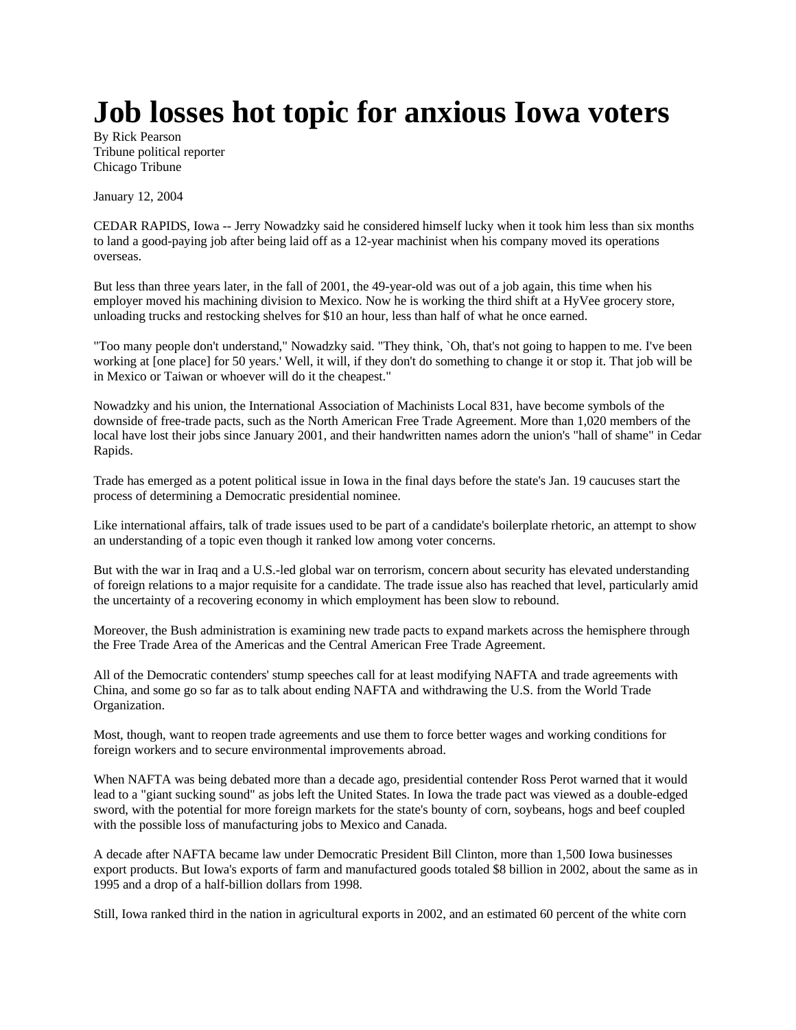# Job losses hot topic for anxious Iowa voters

By Rick Pearson
Tribune political reporter
Chicago Tribune

January 12, 2004

CEDAR RAPIDS, Iowa -- Jerry Nowadzky said he considered himself lucky when it took him less than six months to land a good-paying job after being laid off as a 12-year machinist when his company moved its operations overseas.

But less than three years later, in the fall of 2001, the 49-year-old was out of a job again, this time when his employer moved his machining division to Mexico. Now he is working the third shift at a HyVee grocery store, unloading trucks and restocking shelves for $10 an hour, less than half of what he once earned.

"Too many people don't understand," Nowadzky said. "They think, `Oh, that's not going to happen to me. I've been working at [one place] for 50 years.' Well, it will, if they don't do something to change it or stop it. That job will be in Mexico or Taiwan or whoever will do it the cheapest."

Nowadzky and his union, the International Association of Machinists Local 831, have become symbols of the downside of free-trade pacts, such as the North American Free Trade Agreement. More than 1,020 members of the local have lost their jobs since January 2001, and their handwritten names adorn the union's "hall of shame" in Cedar Rapids.

Trade has emerged as a potent political issue in Iowa in the final days before the state's Jan. 19 caucuses start the process of determining a Democratic presidential nominee.

Like international affairs, talk of trade issues used to be part of a candidate's boilerplate rhetoric, an attempt to show an understanding of a topic even though it ranked low among voter concerns.

But with the war in Iraq and a U.S.-led global war on terrorism, concern about security has elevated understanding of foreign relations to a major requisite for a candidate. The trade issue also has reached that level, particularly amid the uncertainty of a recovering economy in which employment has been slow to rebound.

Moreover, the Bush administration is examining new trade pacts to expand markets across the hemisphere through the Free Trade Area of the Americas and the Central American Free Trade Agreement.

All of the Democratic contenders' stump speeches call for at least modifying NAFTA and trade agreements with China, and some go so far as to talk about ending NAFTA and withdrawing the U.S. from the World Trade Organization.

Most, though, want to reopen trade agreements and use them to force better wages and working conditions for foreign workers and to secure environmental improvements abroad.

When NAFTA was being debated more than a decade ago, presidential contender Ross Perot warned that it would lead to a "giant sucking sound" as jobs left the United States. In Iowa the trade pact was viewed as a double-edged sword, with the potential for more foreign markets for the state's bounty of corn, soybeans, hogs and beef coupled with the possible loss of manufacturing jobs to Mexico and Canada.

A decade after NAFTA became law under Democratic President Bill Clinton, more than 1,500 Iowa businesses export products. But Iowa's exports of farm and manufactured goods totaled $8 billion in 2002, about the same as in 1995 and a drop of a half-billion dollars from 1998.

Still, Iowa ranked third in the nation in agricultural exports in 2002, and an estimated 60 percent of the white corn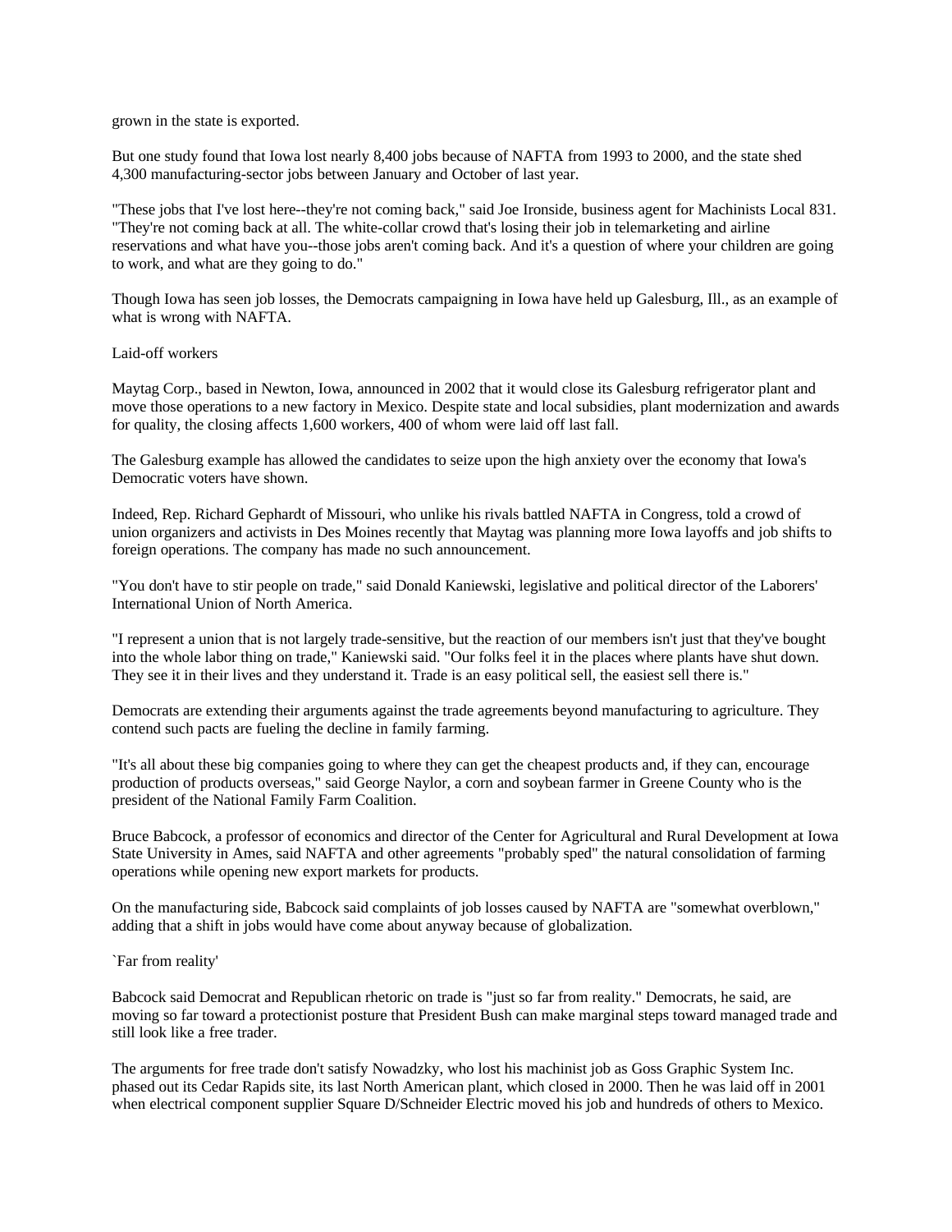grown in the state is exported.

But one study found that Iowa lost nearly 8,400 jobs because of NAFTA from 1993 to 2000, and the state shed 4,300 manufacturing-sector jobs between January and October of last year.

"These jobs that I've lost here--they're not coming back," said Joe Ironside, business agent for Machinists Local 831. "They're not coming back at all. The white-collar crowd that's losing their job in telemarketing and airline reservations and what have you--those jobs aren't coming back. And it's a question of where your children are going to work, and what are they going to do."

Though Iowa has seen job losses, the Democrats campaigning in Iowa have held up Galesburg, Ill., as an example of what is wrong with NAFTA.

## Laid-off workers

Maytag Corp., based in Newton, Iowa, announced in 2002 that it would close its Galesburg refrigerator plant and move those operations to a new factory in Mexico. Despite state and local subsidies, plant modernization and awards for quality, the closing affects 1,600 workers, 400 of whom were laid off last fall.

The Galesburg example has allowed the candidates to seize upon the high anxiety over the economy that Iowa's Democratic voters have shown.

Indeed, Rep. Richard Gephardt of Missouri, who unlike his rivals battled NAFTA in Congress, told a crowd of union organizers and activists in Des Moines recently that Maytag was planning more Iowa layoffs and job shifts to foreign operations. The company has made no such announcement.

"You don't have to stir people on trade," said Donald Kaniewski, legislative and political director of the Laborers' International Union of North America.

"I represent a union that is not largely trade-sensitive, but the reaction of our members isn't just that they've bought into the whole labor thing on trade," Kaniewski said. "Our folks feel it in the places where plants have shut down. They see it in their lives and they understand it. Trade is an easy political sell, the easiest sell there is."

Democrats are extending their arguments against the trade agreements beyond manufacturing to agriculture. They contend such pacts are fueling the decline in family farming.

"It's all about these big companies going to where they can get the cheapest products and, if they can, encourage production of products overseas," said George Naylor, a corn and soybean farmer in Greene County who is the president of the National Family Farm Coalition.

Bruce Babcock, a professor of economics and director of the Center for Agricultural and Rural Development at Iowa State University in Ames, said NAFTA and other agreements "probably sped" the natural consolidation of farming operations while opening new export markets for products.

On the manufacturing side, Babcock said complaints of job losses caused by NAFTA are "somewhat overblown," adding that a shift in jobs would have come about anyway because of globalization.

## `Far from reality'

Babcock said Democrat and Republican rhetoric on trade is "just so far from reality." Democrats, he said, are moving so far toward a protectionist posture that President Bush can make marginal steps toward managed trade and still look like a free trader.

The arguments for free trade don't satisfy Nowadzky, who lost his machinist job as Goss Graphic System Inc. phased out its Cedar Rapids site, its last North American plant, which closed in 2000. Then he was laid off in 2001 when electrical component supplier Square D/Schneider Electric moved his job and hundreds of others to Mexico.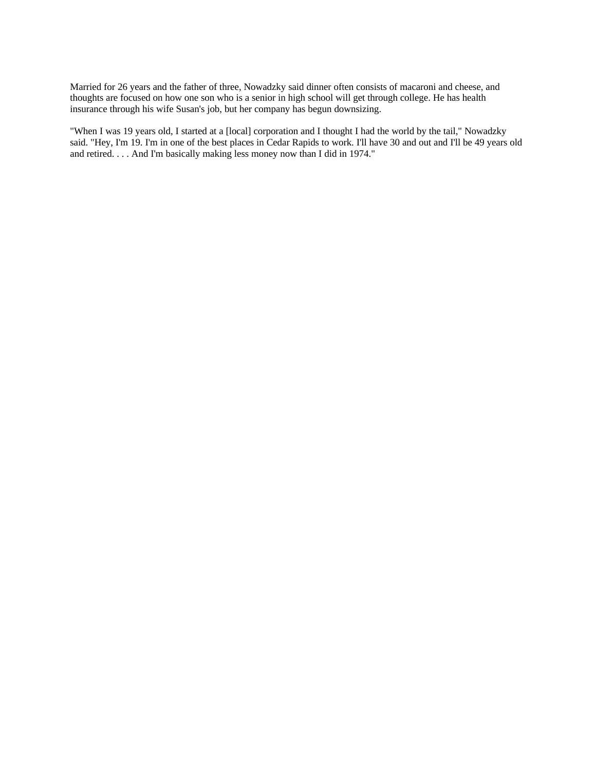Married for 26 years and the father of three, Nowadzky said dinner often consists of macaroni and cheese, and thoughts are focused on how one son who is a senior in high school will get through college. He has health insurance through his wife Susan's job, but her company has begun downsizing.

"When I was 19 years old, I started at a [local] corporation and I thought I had the world by the tail," Nowadzky said. "Hey, I'm 19. I'm in one of the best places in Cedar Rapids to work. I'll have 30 and out and I'll be 49 years old and retired. . . . And I'm basically making less money now than I did in 1974."